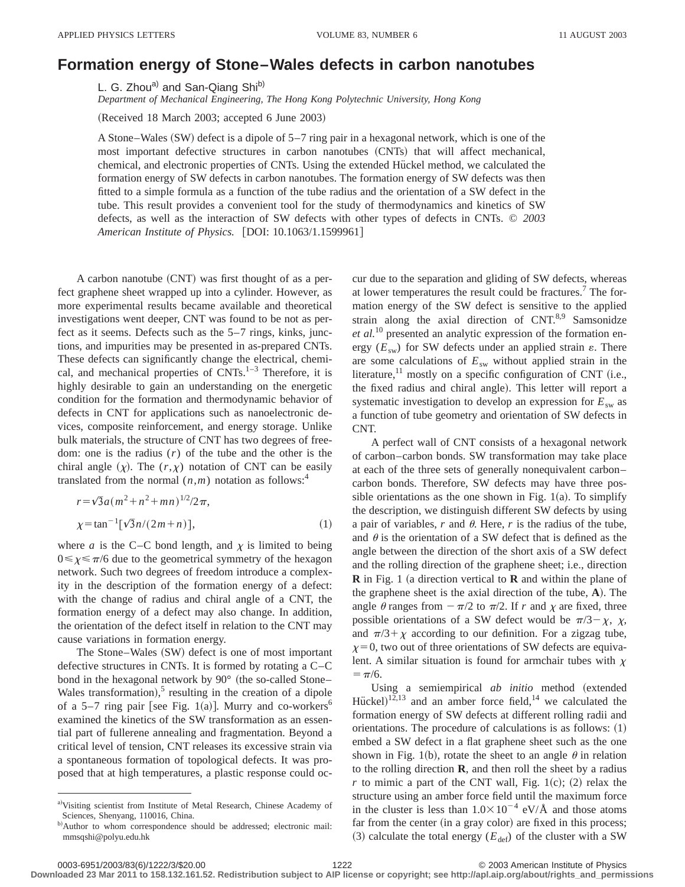# Formation energy of Stone–Wales defects in carbon nanotubes

L. G. Zhou[a] and San-Qiang Shi[b]

*Department of Mechanical Engineering, The Hong Kong Polytechnic University, Hong Kong*

(Received 18 March 2003; accepted 6 June 2003)

A Stone–Wales (SW) defect is a dipole of 5–7 ring pair in a hexagonal network, which is one of the most important defective structures in carbon nanotubes (CNTs) that will affect mechanical, chemical, and electronic properties of CNTs. Using the extended Hückel method, we calculated the formation energy of SW defects in carbon nanotubes. The formation energy of SW defects was then fitted to a simple formula as a function of the tube radius and the orientation of a SW defect in the tube. This result provides a convenient tool for the study of thermodynamics and kinetics of SW defects, as well as the interaction of SW defects with other types of defects in CNTs. © *2003 American Institute of Physics.* [DOI: 10.1063/1.1599961]

A carbon nanotube (CNT) was first thought of as a perfect graphene sheet wrapped up into a cylinder. However, as more experimental results became available and theoretical investigations went deeper, CNT was found to be not as perfect as it seems. Defects such as the 5–7 rings, kinks, junctions, and impurities may be presented in as-prepared CNTs. These defects can significantly change the electrical, chemical, and mechanical properties of CNTs.[1–3] Therefore, it is highly desirable to gain an understanding on the energetic condition for the formation and thermodynamic behavior of defects in CNT for applications such as nanoelectronic devices, composite reinforcement, and energy storage. Unlike bulk materials, the structure of CNT has two degrees of freedom: one is the radius ($r$) of the tube and the other is the chiral angle ($\chi$). The ($r,\chi$) notation of CNT can be easily translated from the normal ($n,m$) notation as follows:[4]

$$r=\sqrt{3}a(m^2+n^2+mn)^{1/2}/2\pi,$$

$$\chi=\tan^{-1}[\sqrt{3}n/(2m+n)], \tag{1}$$

where $a$ is the C–C bond length, and $\chi$ is limited to being $0\leq\chi\leq\pi/6$ due to the geometrical symmetry of the hexagon network. Such two degrees of freedom introduce a complexity in the description of the formation energy of a defect: with the change of radius and chiral angle of a CNT, the formation energy of a defect may also change. In addition, the orientation of the defect itself in relation to the CNT may cause variations in formation energy.

The Stone–Wales (SW) defect is one of most important defective structures in CNTs. It is formed by rotating a C–C bond in the hexagonal network by 90° (the so-called Stone–Wales transformation),[5] resulting in the creation of a dipole of a 5–7 ring pair [see Fig. 1(a)]. Murry and co-workers[6] examined the kinetics of the SW transformation as an essential part of fullerene annealing and fragmentation. Beyond a critical level of tension, CNT releases its excessive strain via a spontaneous formation of topological defects. It was proposed that at high temperatures, a plastic response could occur due to the separation and gliding of SW defects, whereas at lower temperatures the result could be fractures.[7] The formation energy of the SW defect is sensitive to the applied strain along the axial direction of CNT.[8,9] Samsonidze *et al.*[10] presented an analytic expression of the formation energy ($E_{\rm sw}$) for SW defects under an applied strain $\varepsilon$. There are some calculations of $E_{\rm sw}$ without applied strain in the literature,[11] mostly on a specific configuration of CNT (i.e., the fixed radius and chiral angle). This letter will report a systematic investigation to develop an expression for $E_{\rm sw}$ as a function of tube geometry and orientation of SW defects in CNT.

A perfect wall of CNT consists of a hexagonal network of carbon–carbon bonds. SW transformation may take place at each of the three sets of generally nonequivalent carbon–carbon bonds. Therefore, SW defects may have three possible orientations as the one shown in Fig. 1(a). To simplify the description, we distinguish different SW defects by using a pair of variables, $r$ and $\theta$. Here, $r$ is the radius of the tube, and $\theta$ is the orientation of a SW defect that is defined as the angle between the direction of the short axis of a SW defect and the rolling direction of the graphene sheet; i.e., direction **R** in Fig. 1 (a direction vertical to **R** and within the plane of the graphene sheet is the axial direction of the tube, **A**). The angle $\theta$ ranges from $-\pi/2$ to $\pi/2$. If $r$ and $\chi$ are fixed, three possible orientations of a SW defect would be $\pi/3-\chi$, $\chi$, and $\pi/3+\chi$ according to our definition. For a zigzag tube, $\chi=0$, two out of three orientations of SW defects are equivalent. A similar situation is found for armchair tubes with $\chi=\pi/6$.

Using a semiempirical *ab initio* method (extended Hückel)[12,13] and an amber force field,[14] we calculated the formation energy of SW defects at different rolling radii and orientations. The procedure of calculations is as follows: (1) embed a SW defect in a flat graphene sheet such as the one shown in Fig. 1(b), rotate the sheet to an angle $\theta$ in relation to the rolling direction **R**, and then roll the sheet by a radius $r$ to mimic a part of the CNT wall, Fig. 1(c); (2) relax the structure using an amber force field until the maximum force in the cluster is less than $1.0\times10^{-4}$ eV/Å and those atoms far from the center (in a gray color) are fixed in this process; (3) calculate the total energy ($E_{\rm def}$) of the cluster with a SW

---

[a] Visiting scientist from Institute of Metal Research, Chinese Academy of Sciences, Shenyang, 110016, China.

[b] Author to whom correspondence should be addressed; electronic mail: mmsqshi@polyu.edu.hk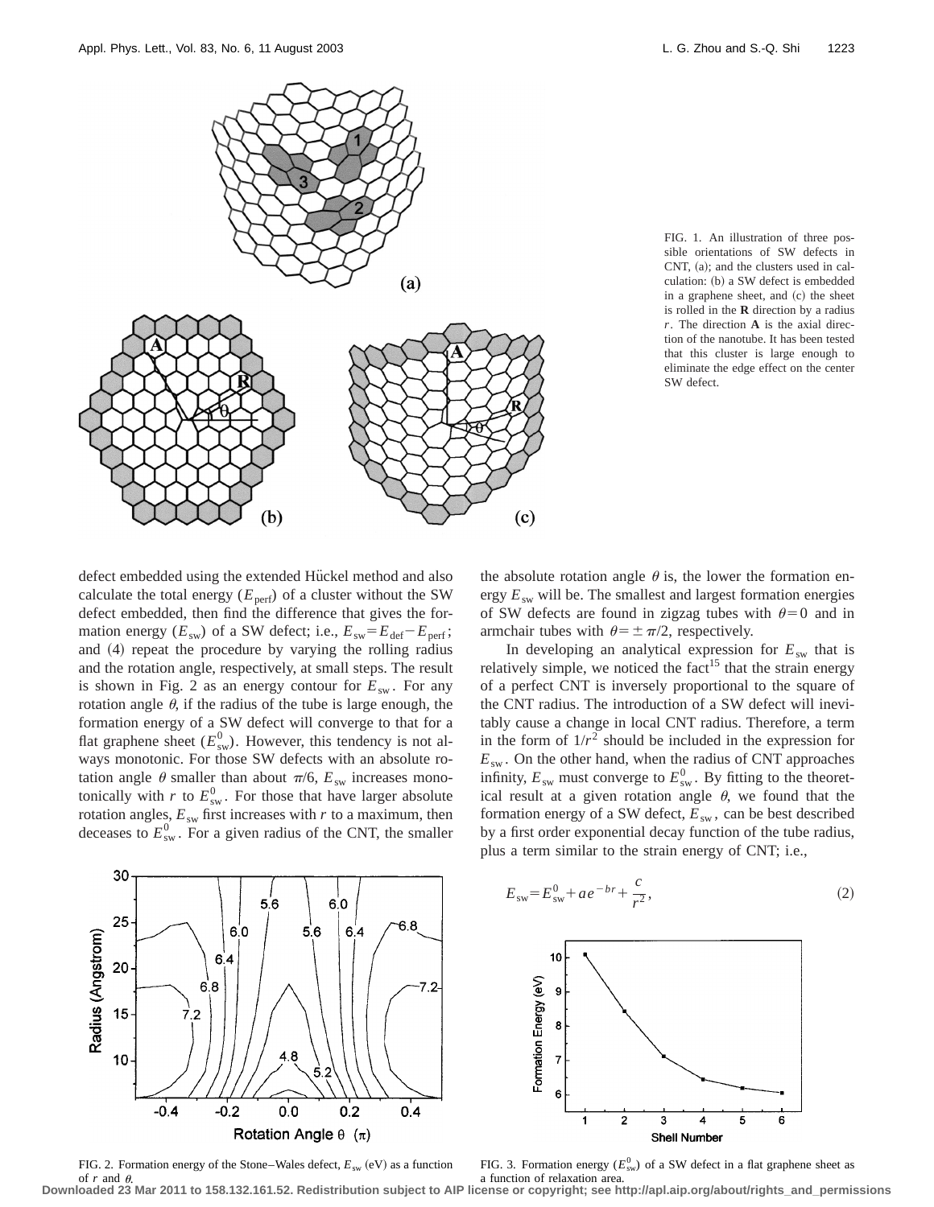FIG. 1. An illustration of three possible orientations of SW defects in CNT, (a); and the clusters used in calculation: (b) a SW defect is embedded in a graphene sheet, and (c) the sheet is rolled in the **R** direction by a radius $r$. The direction **A** is the axial direction of the nanotube. It has been tested that this cluster is large enough to eliminate the edge effect on the center SW defect.

defect embedded using the extended Hückel method and also calculate the total energy ($E_{\mathrm{perf}}$) of a cluster without the SW defect embedded, then find the difference that gives the formation energy ($E_{\mathrm{sw}}$) of a SW defect; i.e., $E_{\mathrm{sw}} = E_{\mathrm{def}} - E_{\mathrm{perf}}$; and (4) repeat the procedure by varying the rolling radius and the rotation angle, respectively, at small steps. The result is shown in Fig. 2 as an energy contour for $E_{\mathrm{sw}}$. For any rotation angle $\theta$, if the radius of the tube is large enough, the formation energy of a SW defect will converge to that for a flat graphene sheet ($E_{\mathrm{sw}}^0$). However, this tendency is not always monotonic. For those SW defects with an absolute rotation angle $\theta$ smaller than about $\pi/6$, $E_{\mathrm{sw}}$ increases monotonically with $r$ to $E_{\mathrm{sw}}^0$. For those that have larger absolute rotation angles, $E_{\mathrm{sw}}$ first increases with $r$ to a maximum, then deceases to $E_{\mathrm{sw}}^0$. For a given radius of the CNT, the smaller the absolute rotation angle $\theta$ is, the lower the formation energy $E_{\mathrm{sw}}$ will be. The smallest and largest formation energies of SW defects are found in zigzag tubes with $\theta = 0$ and in armchair tubes with $\theta = \pm \pi/2$, respectively.

In developing an analytical expression for $E_{\mathrm{sw}}$ that is relatively simple, we noticed the fact[15] that the strain energy of a perfect CNT is inversely proportional to the square of the CNT radius. The introduction of a SW defect will inevitably cause a change in local CNT radius. Therefore, a term in the form of $1/r^2$ should be included in the expression for $E_{\mathrm{sw}}$. On the other hand, when the radius of CNT approaches infinity, $E_{\mathrm{sw}}$ must converge to $E_{\mathrm{sw}}^0$. By fitting to the theoretical result at a given rotation angle $\theta$, we found that the formation energy of a SW defect, $E_{\mathrm{sw}}$, can be best described by a first order exponential decay function of the tube radius, plus a term similar to the strain energy of CNT; i.e.,

$$E_{\mathrm{sw}} = E_{\mathrm{sw}}^0 + a e^{-br} + \frac{c}{r^2}, \tag{2}$$

FIG. 2. Formation energy of the Stone–Wales defect, $E_{\mathrm{sw}}$ (eV) as a function of $r$ and $\theta$.

FIG. 3. Formation energy ($E_{\mathrm{sw}}^0$) of a SW defect in a flat graphene sheet as a function of relaxation area.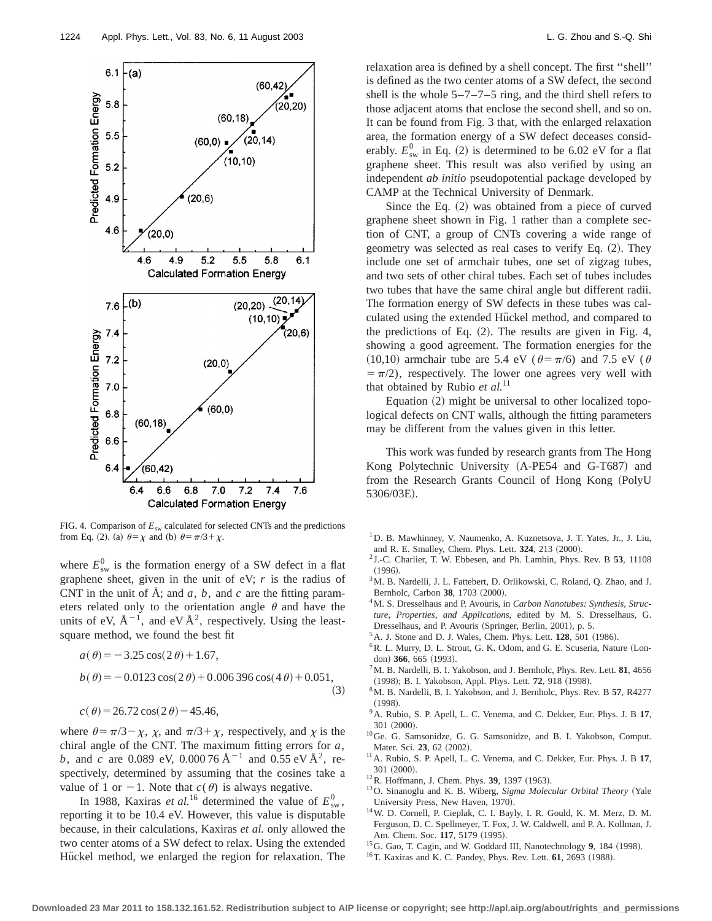(a)

Predicted Formation Energy

Calculated Formation Energy

6.1
5.8
5.5
5.2
4.9
4.6

4.6 4.9 5.2 5.5 5.8 6.1

(60,42)
(20,20)
(60,18)
(60,0)
(20,14)
(10,10)
(20,6)
(20,0)

(b)

Predicted Formation Energy

Calculated Formation Energy

7.6
7.4
7.2
7.0
6.8
6.6
6.4

6.4 6.6 6.8 7.0 7.2 7.4 7.6

(20,20)
(20,14)
(10,10)
(20,6)
(20,0)
(60,0)
(60,18)
(60,42)

FIG. 4. Comparison of $E_{sw}$ calculated for selected CNTs and the predictions from Eq. (2). (a) $\theta=\chi$ and (b) $\theta=\pi/3+\chi$.

where $E_{sw}^0$ is the formation energy of a SW defect in a flat graphene sheet, given in the unit of eV; $r$ is the radius of CNT in the unit of Å; and $a$, $b$, and $c$ are the fitting parameters related only to the orientation angle $\theta$ and have the units of eV, $Å^{-1}$, and eV $Å^2$, respectively. Using the least-square method, we found the best fit

$$
\begin{aligned}
a(\theta) &= -3.25\cos(2\theta) + 1.67, \\
b(\theta) &= -0.0123\cos(2\theta) + 0.006\,396\cos(4\theta) + 0.051, \\
c(\theta) &= 26.72\cos(2\theta) - 45.46,
\end{aligned}
\tag{3}
$$

where $\theta=\pi/3-\chi$, $\chi$, and $\pi/3+\chi$, respectively, and $\chi$ is the chiral angle of the CNT. The maximum fitting errors for $a$, $b$, and $c$ are 0.089 eV, 0.000 76 $Å^{-1}$ and 0.55 eV $Å^2$, respectively, determined by assuming that the cosines take a value of 1 or −1. Note that $c(\theta)$ is always negative.

In 1988, Kaxiras *et al.*[16] determined the value of $E_{sw}^0$, reporting it to be 10.4 eV. However, this value is disputable because, in their calculations, Kaxiras *et al.* only allowed the two center atoms of a SW defect to relax. Using the extended Hückel method, we enlarged the region for relaxation. The relaxation area is defined by a shell concept. The first "shell" is defined as the two center atoms of a SW defect, the second shell is the whole 5–7–7–5 ring, and the third shell refers to those adjacent atoms that enclose the second shell, and so on. It can be found from Fig. 3 that, with the enlarged relaxation area, the formation energy of a SW defect deceases considerably. $E_{sw}^0$ in Eq. (2) is determined to be 6.02 eV for a flat graphene sheet. This result was also verified by using an independent *ab initio* pseudopotential package developed by CAMP at the Technical University of Denmark.

Since the Eq. (2) was obtained from a piece of curved graphene sheet shown in Fig. 1 rather than a complete section of CNT, a group of CNTs covering a wide range of geometry was selected as real cases to verify Eq. (2). They include one set of armchair tubes, one set of zigzag tubes, and two sets of other chiral tubes. Each set of tubes includes two tubes that have the same chiral angle but different radii. The formation energy of SW defects in these tubes was calculated using the extended Hückel method, and compared to the predictions of Eq. (2). The results are given in Fig. 4, showing a good agreement. The formation energies for the (10,10) armchair tube are 5.4 eV ($\theta=\pi/6$) and 7.5 eV ($\theta=\pi/2$), respectively. The lower one agrees very well with that obtained by Rubio *et al.*[11]

Equation (2) might be universal to other localized topological defects on CNT walls, although the fitting parameters may be different from the values given in this letter.

This work was funded by research grants from The Hong Kong Polytechnic University (A-PE54 and G-T687) and from the Research Grants Council of Hong Kong (PolyU 5306/03E).

[1] D. B. Mawhinney, V. Naumenko, A. Kuznetsova, J. T. Yates, Jr., J. Liu, and R. E. Smalley, Chem. Phys. Lett. **324**, 213 (2000).
[2] J.-C. Charlier, T. W. Ebbesen, and Ph. Lambin, Phys. Rev. B **53**, 11108 (1996).
[3] M. B. Nardelli, J. L. Fattebert, D. Orlikowski, C. Roland, Q. Zhao, and J. Bernholc, Carbon **38**, 1703 (2000).
[4] M. S. Dresselhaus and P. Avouris, in *Carbon Nanotubes: Synthesis, Structure, Properties, and Applications*, edited by M. S. Dresselhaus, G. Dresselhaus, and P. Avouris (Springer, Berlin, 2001), p. 5.
[5] A. J. Stone and D. J. Wales, Chem. Phys. Lett. **128**, 501 (1986).
[6] R. L. Murry, D. L. Strout, G. K. Odom, and G. E. Scuseria, Nature (London) **366**, 665 (1993).
[7] M. B. Nardelli, B. I. Yakobson, and J. Bernholc, Phys. Rev. Lett. **81**, 4656 (1998); B. I. Yakobson, Appl. Phys. Lett. **72**, 918 (1998).
[8] M. B. Nardelli, B. I. Yakobson, and J. Bernholc, Phys. Rev. B **57**, R4277 (1998).
[9] A. Rubio, S. P. Apell, L. C. Venema, and C. Dekker, Eur. Phys. J. B **17**, 301 (2000).
[10] Ge. G. Samsonidze, G. G. Samsonidze, and B. I. Yakobson, Comput. Mater. Sci. **23**, 62 (2002).
[11] A. Rubio, S. P. Apell, L. C. Venema, and C. Dekker, Eur. Phys. J. B **17**, 301 (2000).
[12] R. Hoffmann, J. Chem. Phys. **39**, 1397 (1963).
[13] O. Sinanoglu and K. B. Wiberg, *Sigma Molecular Orbital Theory* (Yale University Press, New Haven, 1970).
[14] W. D. Cornell, P. Cieplak, C. I. Bayly, I. R. Gould, K. M. Merz, D. M. Ferguson, D. C. Spellmeyer, T. Fox, J. W. Caldwell, and P. A. Kollman, J. Am. Chem. Soc. **117**, 5179 (1995).
[15] G. Gao, T. Cagin, and W. Goddard III, Nanotechnology **9**, 184 (1998).
[16] T. Kaxiras and K. C. Pandey, Phys. Rev. Lett. **61**, 2693 (1988).